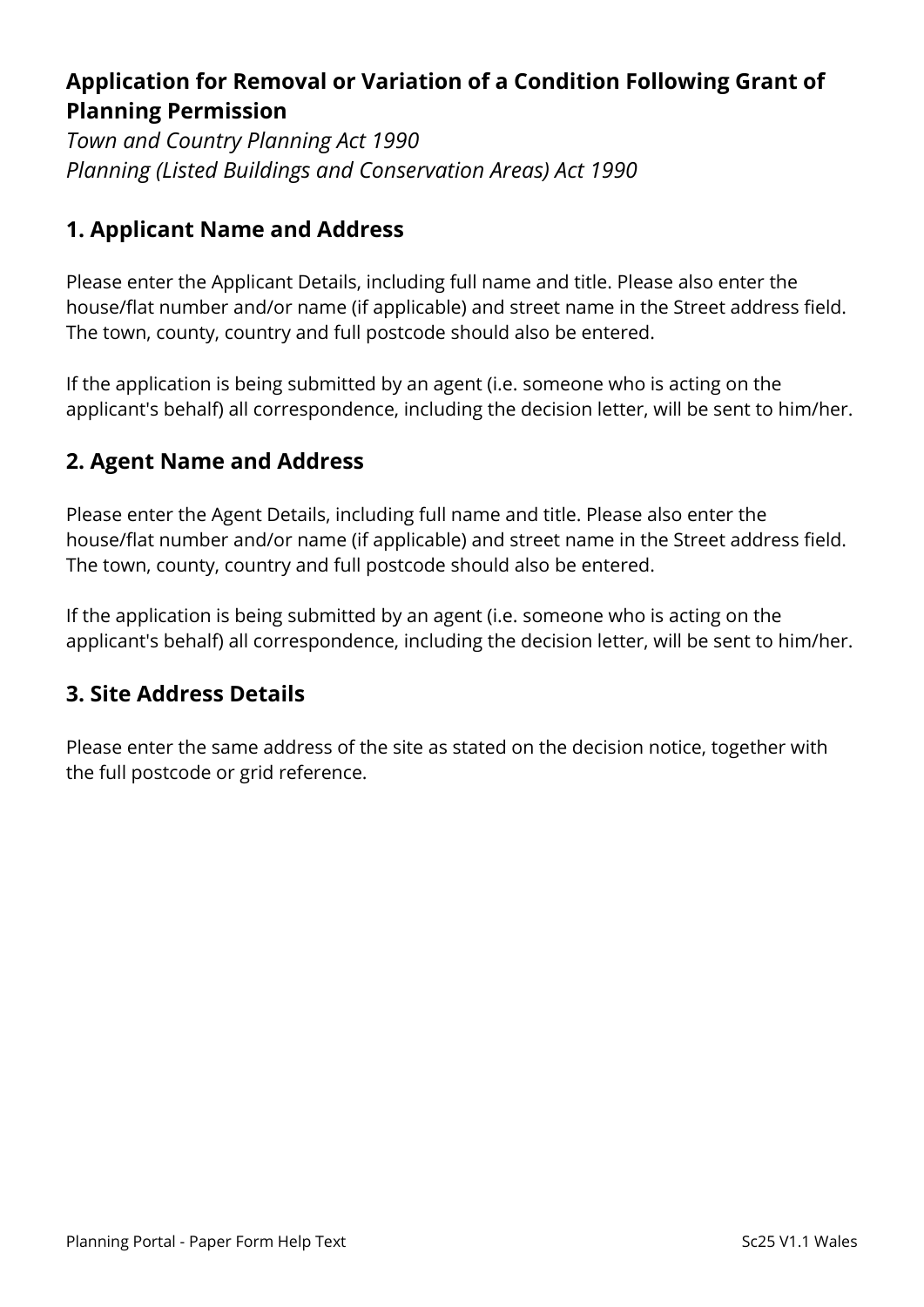# Application for Removal or Variation of a Condition Following Grant of Planning Permission

*Town and Country Planning Act 1990*
*Planning (Listed Buildings and Conservation Areas) Act 1990*

## 1. Applicant Name and Address

Please enter the Applicant Details, including full name and title. Please also enter the house/flat number and/or name (if applicable) and street name in the Street address field. The town, county, country and full postcode should also be entered.

If the application is being submitted by an agent (i.e. someone who is acting on the applicant's behalf) all correspondence, including the decision letter, will be sent to him/her.

## 2. Agent Name and Address

Please enter the Agent Details, including full name and title. Please also enter the house/flat number and/or name (if applicable) and street name in the Street address field. The town, county, country and full postcode should also be entered.

If the application is being submitted by an agent (i.e. someone who is acting on the applicant's behalf) all correspondence, including the decision letter, will be sent to him/her.

## 3. Site Address Details

Please enter the same address of the site as stated on the decision notice, together with the full postcode or grid reference.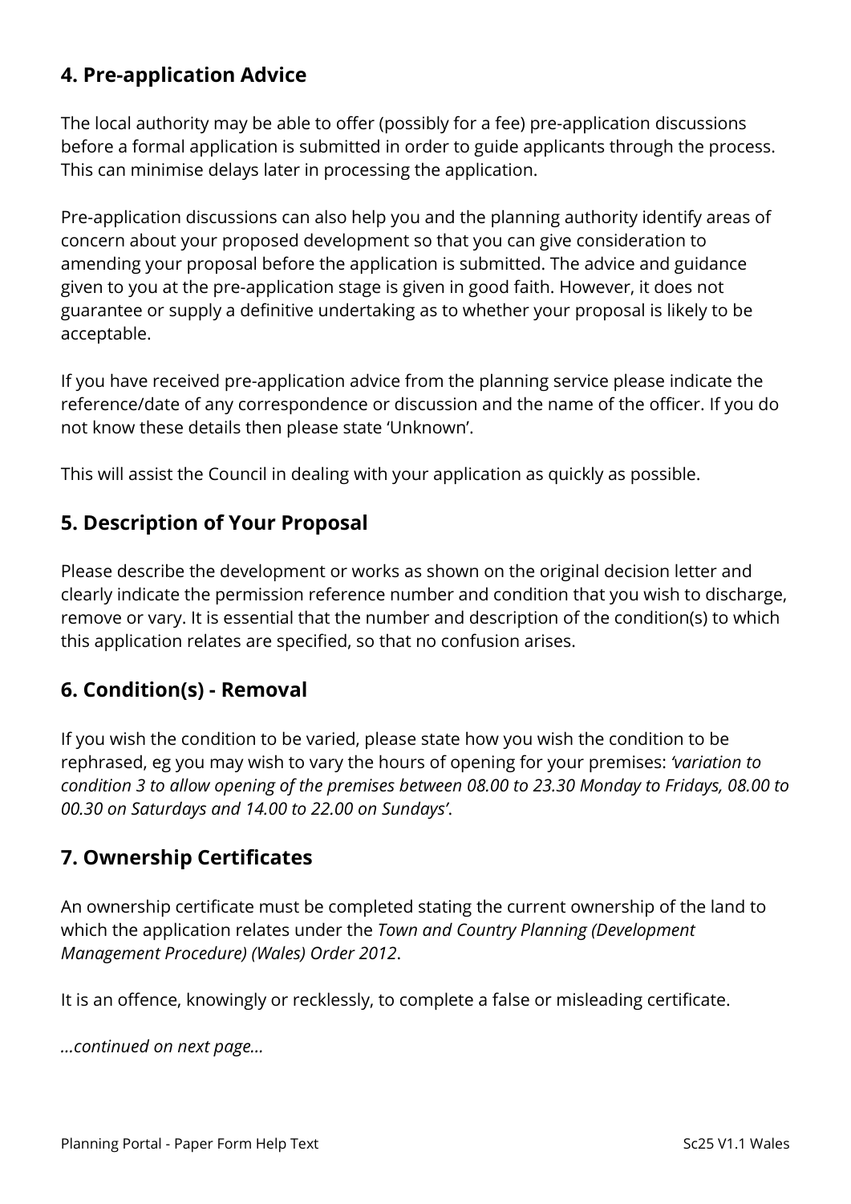## 4. Pre-application Advice

The local authority may be able to offer (possibly for a fee) pre-application discussions before a formal application is submitted in order to guide applicants through the process. This can minimise delays later in processing the application.

Pre-application discussions can also help you and the planning authority identify areas of concern about your proposed development so that you can give consideration to amending your proposal before the application is submitted. The advice and guidance given to you at the pre-application stage is given in good faith. However, it does not guarantee or supply a definitive undertaking as to whether your proposal is likely to be acceptable.

If you have received pre-application advice from the planning service please indicate the reference/date of any correspondence or discussion and the name of the officer. If you do not know these details then please state 'Unknown'.

This will assist the Council in dealing with your application as quickly as possible.

## 5. Description of Your Proposal

Please describe the development or works as shown on the original decision letter and clearly indicate the permission reference number and condition that you wish to discharge, remove or vary. It is essential that the number and description of the condition(s) to which this application relates are specified, so that no confusion arises.

## 6. Condition(s) - Removal

If you wish the condition to be varied, please state how you wish the condition to be rephrased, eg you may wish to vary the hours of opening for your premises: *'variation to condition 3 to allow opening of the premises between 08.00 to 23.30 Monday to Fridays, 08.00 to 00.30 on Saturdays and 14.00 to 22.00 on Sundays'*.

## 7. Ownership Certificates

An ownership certificate must be completed stating the current ownership of the land to which the application relates under the *Town and Country Planning (Development Management Procedure) (Wales) Order 2012*.

It is an offence, knowingly or recklessly, to complete a false or misleading certificate.

*...continued on next page...*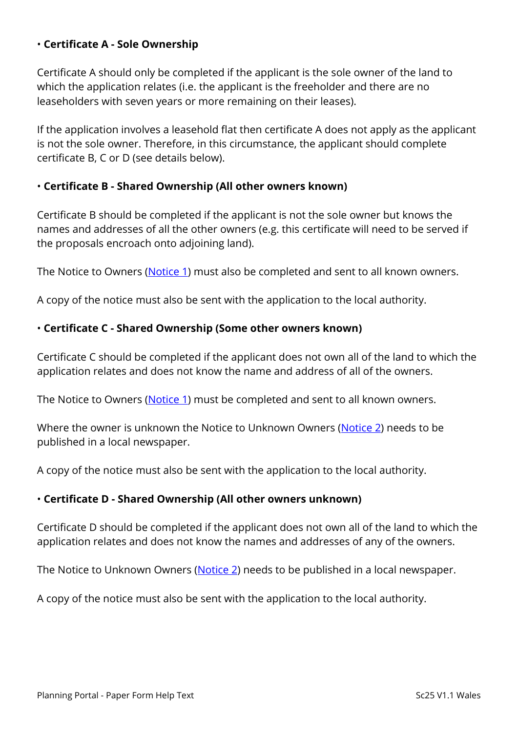- **Certificate A - Sole Ownership**

Certificate A should only be completed if the applicant is the sole owner of the land to which the application relates (i.e. the applicant is the freeholder and there are no leaseholders with seven years or more remaining on their leases).

If the application involves a leasehold flat then certificate A does not apply as the applicant is not the sole owner. Therefore, in this circumstance, the applicant should complete certificate B, C or D (see details below).

- **Certificate B - Shared Ownership (All other owners known)**

Certificate B should be completed if the applicant is not the sole owner but knows the names and addresses of all the other owners (e.g. this certificate will need to be served if the proposals encroach onto adjoining land).

The Notice to Owners (Notice 1) must also be completed and sent to all known owners.

A copy of the notice must also be sent with the application to the local authority.

- **Certificate C - Shared Ownership (Some other owners known)**

Certificate C should be completed if the applicant does not own all of the land to which the application relates and does not know the name and address of all of the owners.

The Notice to Owners (Notice 1) must be completed and sent to all known owners.

Where the owner is unknown the Notice to Unknown Owners (Notice 2) needs to be published in a local newspaper.

A copy of the notice must also be sent with the application to the local authority.

- **Certificate D - Shared Ownership (All other owners unknown)**

Certificate D should be completed if the applicant does not own all of the land to which the application relates and does not know the names and addresses of any of the owners.

The Notice to Unknown Owners (Notice 2) needs to be published in a local newspaper.

A copy of the notice must also be sent with the application to the local authority.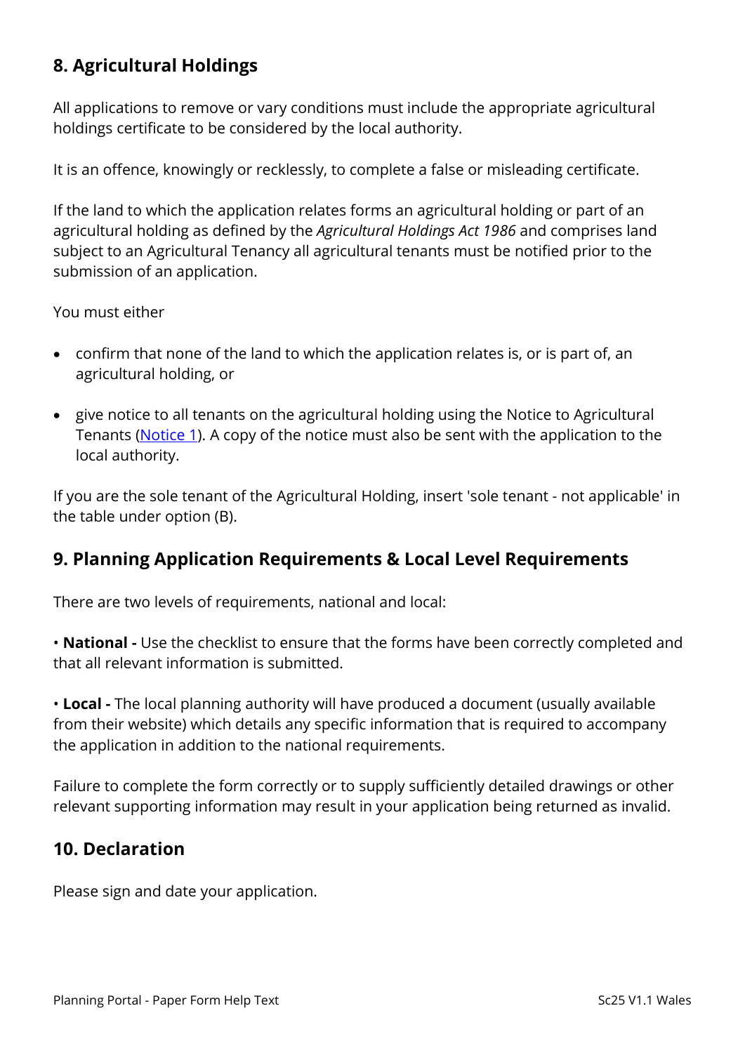## 8. Agricultural Holdings

All applications to remove or vary conditions must include the appropriate agricultural holdings certificate to be considered by the local authority.

It is an offence, knowingly or recklessly, to complete a false or misleading certificate.

If the land to which the application relates forms an agricultural holding or part of an agricultural holding as defined by the *Agricultural Holdings Act 1986* and comprises land subject to an Agricultural Tenancy all agricultural tenants must be notified prior to the submission of an application.

You must either

- confirm that none of the land to which the application relates is, or is part of, an agricultural holding, or
- give notice to all tenants on the agricultural holding using the Notice to Agricultural Tenants (Notice 1). A copy of the notice must also be sent with the application to the local authority.

If you are the sole tenant of the Agricultural Holding, insert 'sole tenant - not applicable' in the table under option (B).

## 9. Planning Application Requirements & Local Level Requirements

There are two levels of requirements, national and local:

• **National -** Use the checklist to ensure that the forms have been correctly completed and that all relevant information is submitted.

• **Local -** The local planning authority will have produced a document (usually available from their website) which details any specific information that is required to accompany the application in addition to the national requirements.

Failure to complete the form correctly or to supply sufficiently detailed drawings or other relevant supporting information may result in your application being returned as invalid.

## 10. Declaration

Please sign and date your application.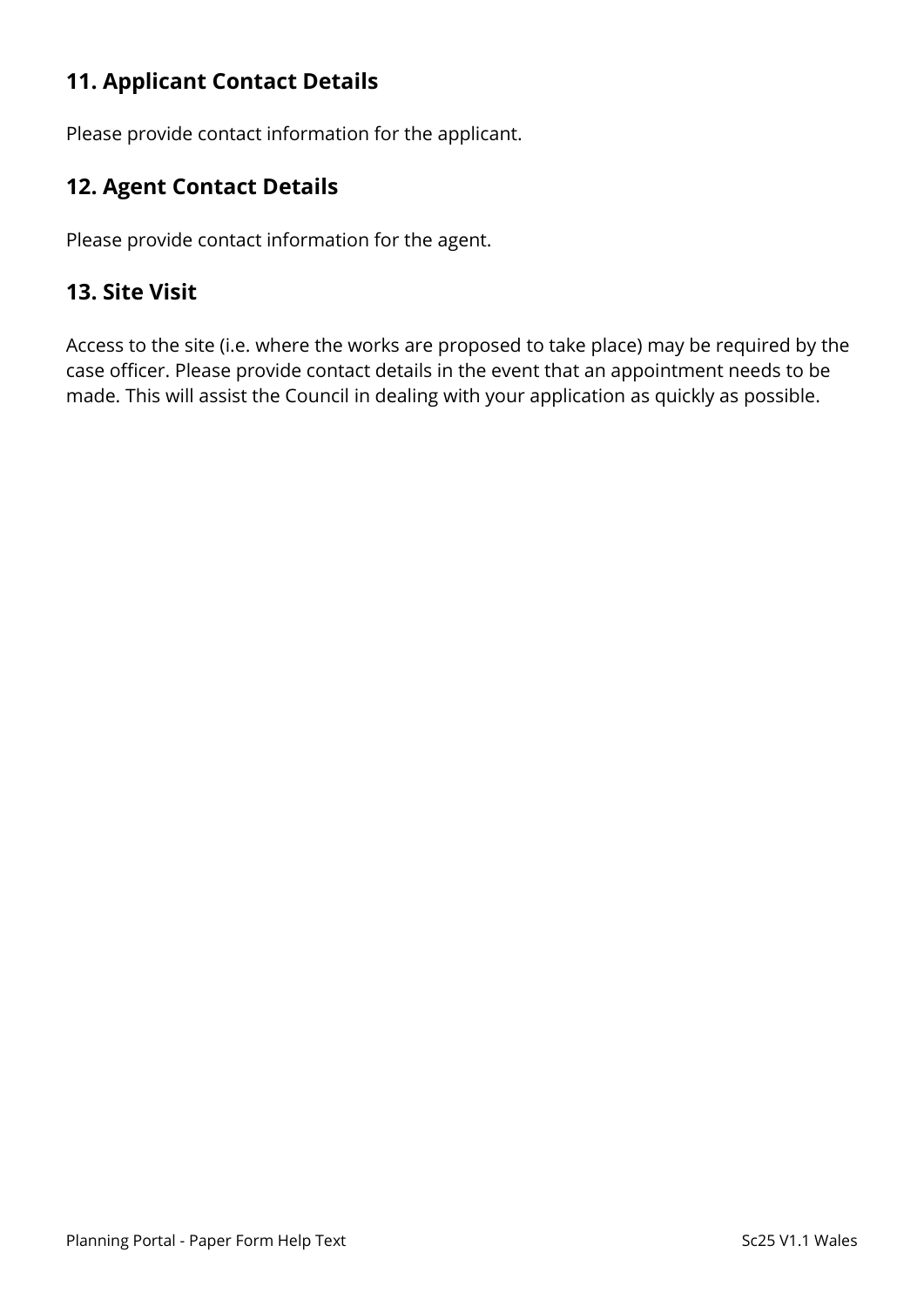## 11. Applicant Contact Details

Please provide contact information for the applicant.

## 12. Agent Contact Details

Please provide contact information for the agent.

## 13. Site Visit

Access to the site (i.e. where the works are proposed to take place) may be required by the case officer. Please provide contact details in the event that an appointment needs to be made. This will assist the Council in dealing with your application as quickly as possible.